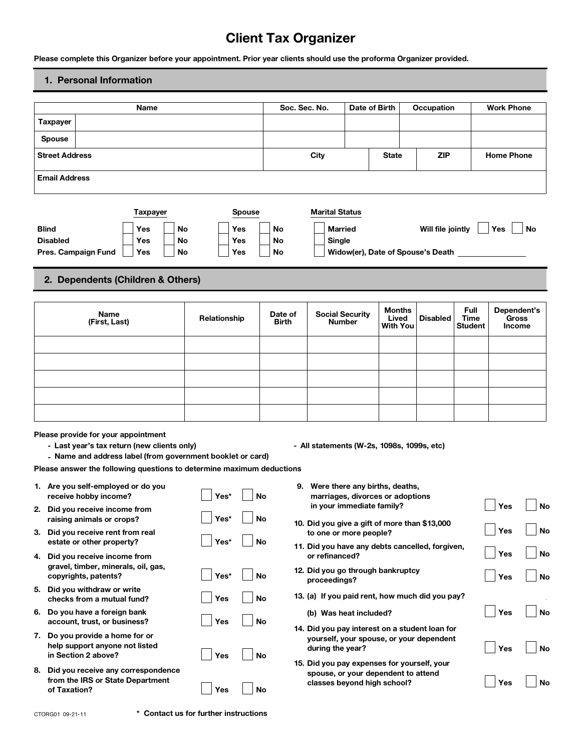# Client Tax Organizer

**Please complete this Organizer before your appointment. Prior year clients should use the proforma Organizer provided.**

## 1. Personal Information

| | Name | Soc. Sec. No. | Date of Birth | Occupation | Work Phone |
|---|---|---|---|---|---|
| **Taxpayer** | | | | | |
| **Spouse** | | | | | |

| Street Address | City | State | ZIP | Home Phone |
|---|---|---|---|---|
| | | | | |

| Email Address |
|---|
| |

| | Taxpayer | | Spouse | |
|---|---|---|---|---|
| **Blind** | ☐ Yes | ☐ No | ☐ Yes | ☐ No |
| **Disabled** | ☐ Yes | ☐ No | ☐ Yes | ☐ No |
| **Pres. Campaign Fund** | ☐ Yes | ☐ No | ☐ Yes | ☐ No |

**Marital Status**

- ☐ Married
- ☐ Single
- ☐ Widow(er), Date of Spouse's Death ______________

**Will file jointly** ☐ Yes ☐ No

## 2. Dependents (Children & Others)

| Name (First, Last) | Relationship | Date of Birth | Social Security Number | Months Lived With You | Disabled | Full Time Student | Dependent's Gross Income |
|---|---|---|---|---|---|---|---|
| | | | | | | | |
| | | | | | | | |
| | | | | | | | |
| | | | | | | | |
| | | | | | | | |

**Please provide for your appointment**

- **Last year's tax return (new clients only)**
- **Name and address label (from government booklet or card)**
- **All statements (W-2s, 1098s, 1099s, etc)**

**Please answer the following questions to determine maximum deductions**

1. **Are you self-employed or do you receive hobby income?** ☐ Yes* ☐ No
2. **Did you receive income from raising animals or crops?** ☐ Yes* ☐ No
3. **Did you receive rent from real estate or other property?** ☐ Yes* ☐ No
4. **Did you receive income from gravel, timber, minerals, oil, gas, copyrights, patents?** ☐ Yes* ☐ No
5. **Did you withdraw or write checks from a mutual fund?** ☐ Yes ☐ No
6. **Do you have a foreign bank account, trust, or business?** ☐ Yes ☐ No
7. **Do you provide a home for or help support anyone not listed in Section 2 above?** ☐ Yes ☐ No
8. **Did you receive any correspondence from the IRS or State Department of Taxation?** ☐ Yes ☐ No
9. **Were there any births, deaths, marriages, divorces or adoptions in your immediate family?** ☐ Yes ☐ No
10. **Did you give a gift of more than $13,000 to one or more people?** ☐ Yes ☐ No
11. **Did you have any debts cancelled, forgiven, or refinanced?** ☐ Yes ☐ No
12. **Did you go through bankruptcy proceedings?** ☐ Yes ☐ No
13. **(a) If you paid rent, how much did you pay?**

    **(b) Was heat included?** ☐ Yes ☐ No
14. **Did you pay interest on a student loan for yourself, your spouse, or your dependent during the year?** ☐ Yes ☐ No
15. **Did you pay expenses for yourself, your spouse, or your dependent to attend classes beyond high school?** ☐ Yes ☐ No

CTORG01 09-21-11

**\* Contact us for further instructions**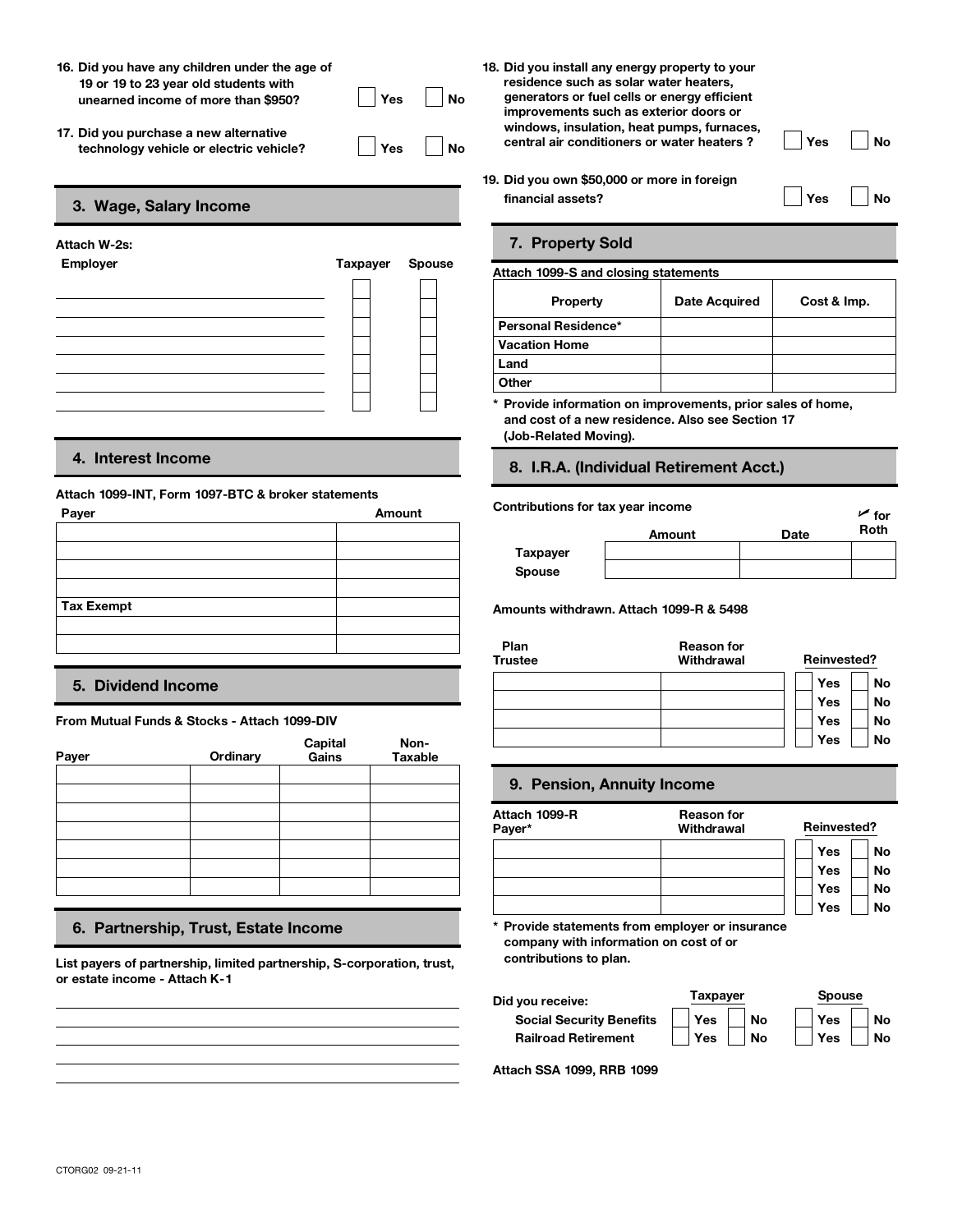16. Did you have any children under the age of 19 or 19 to 23 year old students with unearned income of more than $950? ☐ Yes ☐ No

17. Did you purchase a new alternative technology vehicle or electric vehicle? ☐ Yes ☐ No

## 3. Wage, Salary Income

**Attach W-2s:**

| Employer | Taxpayer | Spouse |
|---|---|---|
| | ☐ | ☐ |
| | ☐ | ☐ |
| | ☐ | ☐ |
| | ☐ | ☐ |
| | ☐ | ☐ |
| | ☐ | ☐ |
| | ☐ | ☐ |

## 4. Interest Income

**Attach 1099-INT, Form 1097-BTC & broker statements**

| Payer | Amount |
|---|---|
| | |
| | |
| | |
| | |
| **Tax Exempt** | |
| | |
| | |

## 5. Dividend Income

**From Mutual Funds & Stocks - Attach 1099-DIV**

| Payer | Ordinary | Capital Gains | Non-Taxable |
|---|---|---|---|
| | | | |
| | | | |
| | | | |
| | | | |
| | | | |
| | | | |
| | | | |

## 6. Partnership, Trust, Estate Income

**List payers of partnership, limited partnership, S-corporation, trust, or estate income - Attach K-1**

______________________________

______________________________

______________________________

______________________________

18. Did you install any energy property to your residence such as solar water heaters, generators or fuel cells or energy efficient improvements such as exterior doors or windows, insulation, heat pumps, furnaces, central air conditioners or water heaters ? ☐ Yes ☐ No

19. Did you own $50,000 or more in foreign financial assets? ☐ Yes ☐ No

## 7. Property Sold

**Attach 1099-S and closing statements**

| Property | Date Acquired | Cost & Imp. |
|---|---|---|
| Personal Residence* | | |
| Vacation Home | | |
| Land | | |
| Other | | |

\* Provide information on improvements, prior sales of home, and cost of a new residence. Also see Section 17 (Job-Related Moving).

## 8. I.R.A. (Individual Retirement Acct.)

**Contributions for tax year income**

| | Amount | Date | ✓ for Roth |
|---|---|---|---|
| Taxpayer | | | |
| Spouse | | | |

**Amounts withdrawn. Attach 1099-R & 5498**

| Plan Trustee | Reason for Withdrawal | Reinvested? |
|---|---|---|
| | | ☐ Yes ☐ No |
| | | ☐ Yes ☐ No |
| | | ☐ Yes ☐ No |
| | | ☐ Yes ☐ No |

## 9. Pension, Annuity Income

| Attach 1099-R Payer* | Reason for Withdrawal | Reinvested? |
|---|---|---|
| | | ☐ Yes ☐ No |
| | | ☐ Yes ☐ No |
| | | ☐ Yes ☐ No |
| | | ☐ Yes ☐ No |

\* Provide statements from employer or insurance company with information on cost of or contributions to plan.

| Did you receive: | Taxpayer | Spouse |
|---|---|---|
| Social Security Benefits | ☐ Yes ☐ No | ☐ Yes ☐ No |
| Railroad Retirement | ☐ Yes ☐ No | ☐ Yes ☐ No |

**Attach SSA 1099, RRB 1099**

CTORG02 09-21-11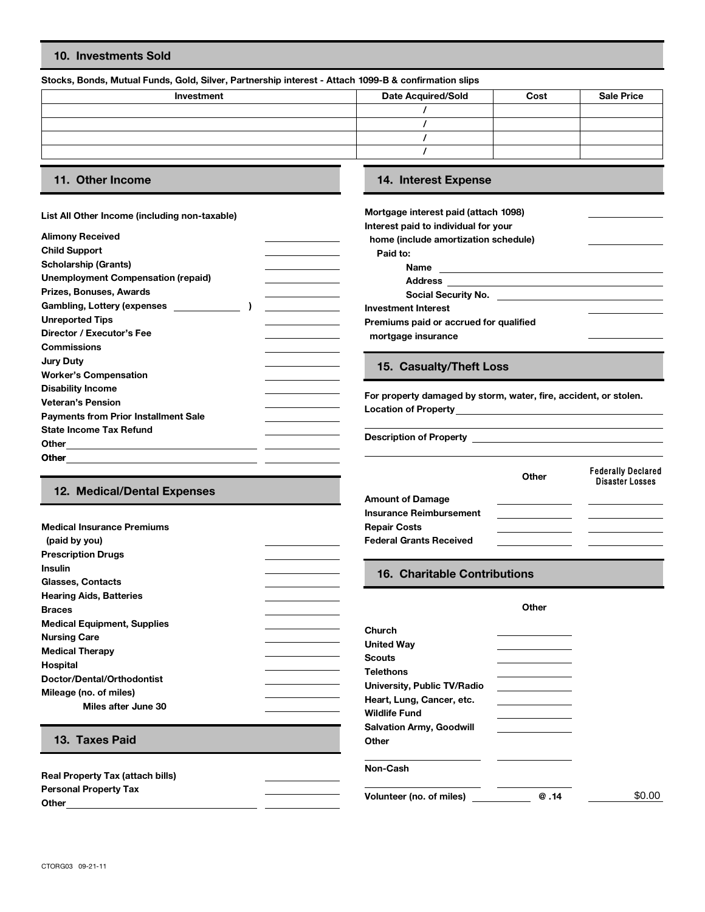## 10. Investments Sold

**Stocks, Bonds, Mutual Funds, Gold, Silver, Partnership interest - Attach 1099-B & confirmation slips**

| Investment | Date Acquired/Sold | Cost | Sale Price |
|---|---|---|---|
| | / | | |
| | / | | |
| | / | | |
| | / | | |

## 11. Other Income

**List All Other Income (including non-taxable)**

| | |
|---|---|
| **Alimony Received** | |
| **Child Support** | |
| **Scholarship (Grants)** | |
| **Unemployment Compensation (repaid)** | |
| **Prizes, Bonuses, Awards** | |
| **Gambling, Lottery (expenses \_\_\_\_\_\_\_\_ )** | |
| **Unreported Tips** | |
| **Director / Executor's Fee** | |
| **Commissions** | |
| **Jury Duty** | |
| **Worker's Compensation** | |
| **Disability Income** | |
| **Veteran's Pension** | |
| **Payments from Prior Installment Sale** | |
| **State Income Tax Refund** | |
| **Other** | |
| **Other** | |

## 12. Medical/Dental Expenses

| | |
|---|---|
| **Medical Insurance Premiums (paid by you)** | |
| **Prescription Drugs** | |
| **Insulin** | |
| **Glasses, Contacts** | |
| **Hearing Aids, Batteries** | |
| **Braces** | |
| **Medical Equipment, Supplies** | |
| **Nursing Care** | |
| **Medical Therapy** | |
| **Hospital** | |
| **Doctor/Dental/Orthodontist** | |
| **Mileage (no. of miles)** | |
| **Miles after June 30** | |

## 13. Taxes Paid

| | |
|---|---|
| **Real Property Tax (attach bills)** | |
| **Personal Property Tax** | |
| **Other** | |

## 14. Interest Expense

| | |
|---|---|
| **Mortgage interest paid (attach 1098)** | |
| **Interest paid to individual for your home (include amortization schedule)** | |

**Paid to:**

**Name** \_\_\_\_\_\_\_\_\_\_\_\_\_\_\_\_

**Address** \_\_\_\_\_\_\_\_\_\_\_\_\_\_\_\_

**Social Security No.** \_\_\_\_\_\_\_\_\_\_\_\_\_\_\_\_

| | |
|---|---|
| **Investment Interest** | |
| **Premiums paid or accrued for qualified mortgage insurance** | |

## 15. Casualty/Theft Loss

**For property damaged by storm, water, fire, accident, or stolen.**

**Location of Property** \_\_\_\_\_\_\_\_\_\_\_\_\_\_\_\_

**Description of Property** \_\_\_\_\_\_\_\_\_\_\_\_\_\_\_\_

| | Other | Federally Declared Disaster Losses |
|---|---|---|
| **Amount of Damage** | | |
| **Insurance Reimbursement** | | |
| **Repair Costs** | | |
| **Federal Grants Received** | | |

## 16. Charitable Contributions

| | Other | |
|---|---|---|
| **Church** | | |
| **United Way** | | |
| **Scouts** | | |
| **Telethons** | | |
| **University, Public TV/Radio** | | |
| **Heart, Lung, Cancer, etc.** | | |
| **Wildlife Fund** | | |
| **Salvation Army, Goodwill** | | |
| **Other** | | |
| **Non-Cash** | | |
| **Volunteer (no. of miles)** | @ .14 | $0.00 |

CTORG03 09-21-11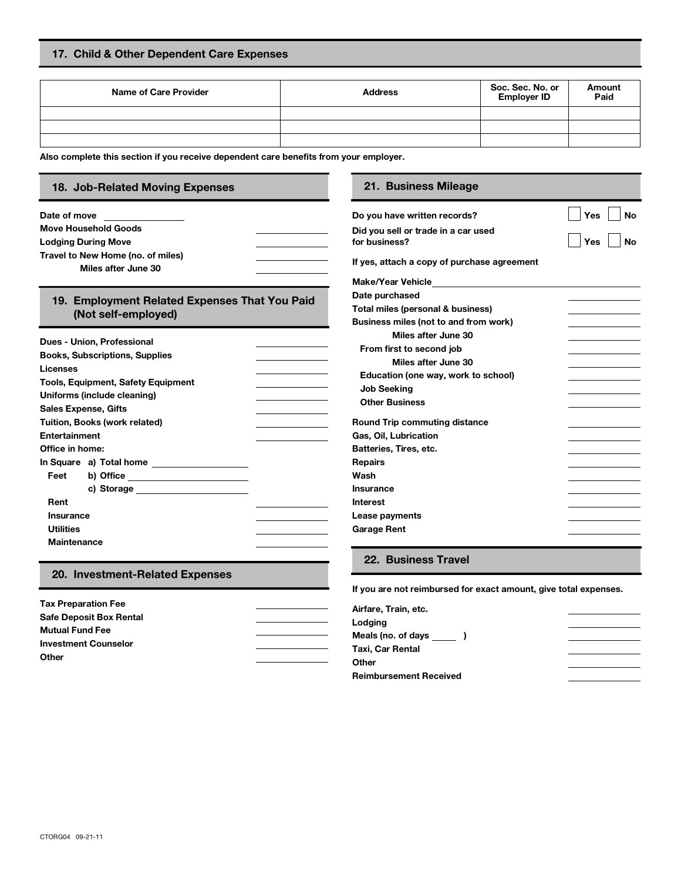## 17. Child & Other Dependent Care Expenses

| Name of Care Provider | Address | Soc. Sec. No. or Employer ID | Amount Paid |
|---|---|---|---|
| | | | |
| | | | |
| | | | |

**Also complete this section if you receive dependent care benefits from your employer.**

## 18. Job-Related Moving Expenses

**Date of move** ______________

| | |
|---|---|
| **Move Household Goods** | ______________ |
| **Lodging During Move** | ______________ |
| **Travel to New Home (no. of miles)** | ______________ |
| **Miles after June 30** | ______________ |

## 19. Employment Related Expenses That You Paid (Not self-employed)

| | |
|---|---|
| **Dues - Union, Professional** | ______________ |
| **Books, Subscriptions, Supplies** | ______________ |
| **Licenses** | ______________ |
| **Tools, Equipment, Safety Equipment** | ______________ |
| **Uniforms (include cleaning)** | ______________ |
| **Sales Expense, Gifts** | ______________ |
| **Tuition, Books (work related)** | ______________ |
| **Entertainment** | ______________ |

**Office in home:**

**In Square Feet**
- **a) Total home** ______________
- **b) Office** ______________
- **c) Storage** ______________

| | |
|---|---|
| **Rent** | ______________ |
| **Insurance** | ______________ |
| **Utilities** | ______________ |
| **Maintenance** | ______________ |

## 20. Investment-Related Expenses

| | |
|---|---|
| **Tax Preparation Fee** | ______________ |
| **Safe Deposit Box Rental** | ______________ |
| **Mutual Fund Fee** | ______________ |
| **Investment Counselor** | ______________ |
| **Other** | ______________ |

## 21. Business Mileage

**Do you have written records?** ☐ Yes ☐ No

**Did you sell or trade in a car used for business?** ☐ Yes ☐ No

**If yes, attach a copy of purchase agreement**

**Make/Year Vehicle** ______________

| | |
|---|---|
| **Date purchased** | ______________ |
| **Total miles (personal & business)** | ______________ |
| **Business miles (not to and from work)** | ______________ |
| **Miles after June 30** | ______________ |
| **From first to second job** | ______________ |
| **Miles after June 30** | ______________ |
| **Education (one way, work to school)** | ______________ |
| **Job Seeking** | ______________ |
| **Other Business** | ______________ |
| **Round Trip commuting distance** | ______________ |
| **Gas, Oil, Lubrication** | ______________ |
| **Batteries, Tires, etc.** | ______________ |
| **Repairs** | ______________ |
| **Wash** | ______________ |
| **Insurance** | ______________ |
| **Interest** | ______________ |
| **Lease payments** | ______________ |
| **Garage Rent** | ______________ |

## 22. Business Travel

**If you are not reimbursed for exact amount, give total expenses.**

| | |
|---|---|
| **Airfare, Train, etc.** | ______________ |
| **Lodging** | ______________ |
| **Meals (no. of days _____ )** | ______________ |
| **Taxi, Car Rental** | ______________ |
| **Other** | ______________ |
| **Reimbursement Received** | ______________ |

CTORG04 09-21-11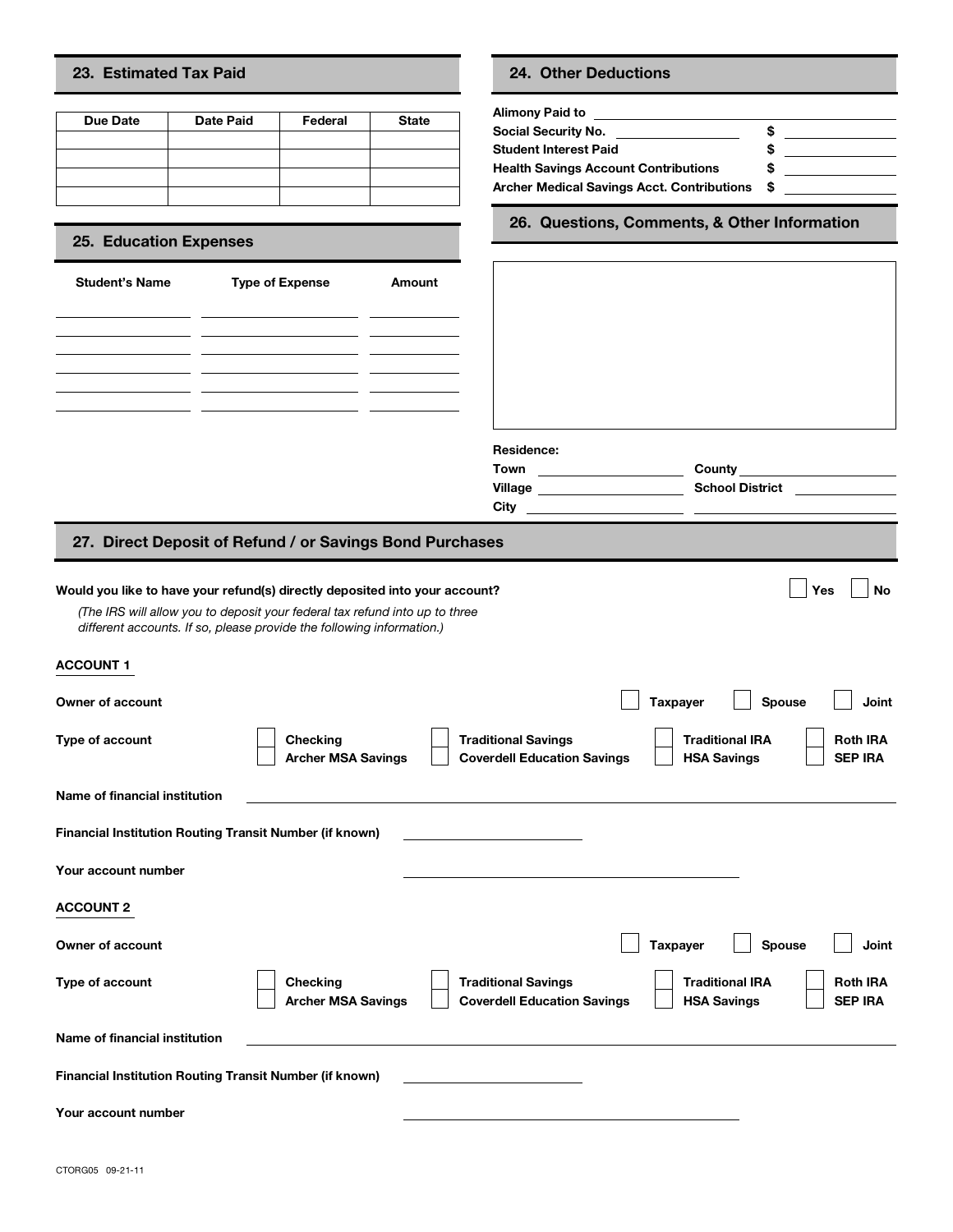## 23. Estimated Tax Paid

| Due Date | Date Paid | Federal | State |
|---|---|---|---|
| | | | |
| | | | |
| | | | |
| | | | |

## 24. Other Deductions

**Alimony Paid to** ______________________

**Social Security No.** ______________ **$** ____________

**Student Interest Paid** **$** ____________

**Health Savings Account Contributions** **$** ____________

**Archer Medical Savings Acct. Contributions** **$** ____________

## 25. Education Expenses

| Student's Name | Type of Expense | Amount |
|---|---|---|
| | | |
| | | |
| | | |
| | | |
| | | |

## 26. Questions, Comments, & Other Information

**Residence:**

**Town** ______________ **County** ______________

**Village** ______________ **School District** ______________

**City** ______________ ______________

## 27. Direct Deposit of Refund / or Savings Bond Purchases

**Would you like to have your refund(s) directly deposited into your account?** ☐ **Yes** ☐ **No**

*(The IRS will allow you to deposit your federal tax refund into up to three different accounts. If so, please provide the following information.)*

**ACCOUNT 1**

**Owner of account** ☐ **Taxpayer** ☐ **Spouse** ☐ **Joint**

**Type of account** ☐ **Checking** ☐ **Archer MSA Savings** ☐ **Traditional Savings** ☐ **Coverdell Education Savings** ☐ **Traditional IRA** ☐ **HSA Savings** ☐ **Roth IRA** ☐ **SEP IRA**

**Name of financial institution** ______________________

**Financial Institution Routing Transit Number (if known)** ______________

**Your account number** ______________________

**ACCOUNT 2**

**Owner of account** ☐ **Taxpayer** ☐ **Spouse** ☐ **Joint**

**Type of account** ☐ **Checking** ☐ **Archer MSA Savings** ☐ **Traditional Savings** ☐ **Coverdell Education Savings** ☐ **Traditional IRA** ☐ **HSA Savings** ☐ **Roth IRA** ☐ **SEP IRA**

**Name of financial institution** ______________________

**Financial Institution Routing Transit Number (if known)** ______________

**Your account number** ______________________

CTORG05 09-21-11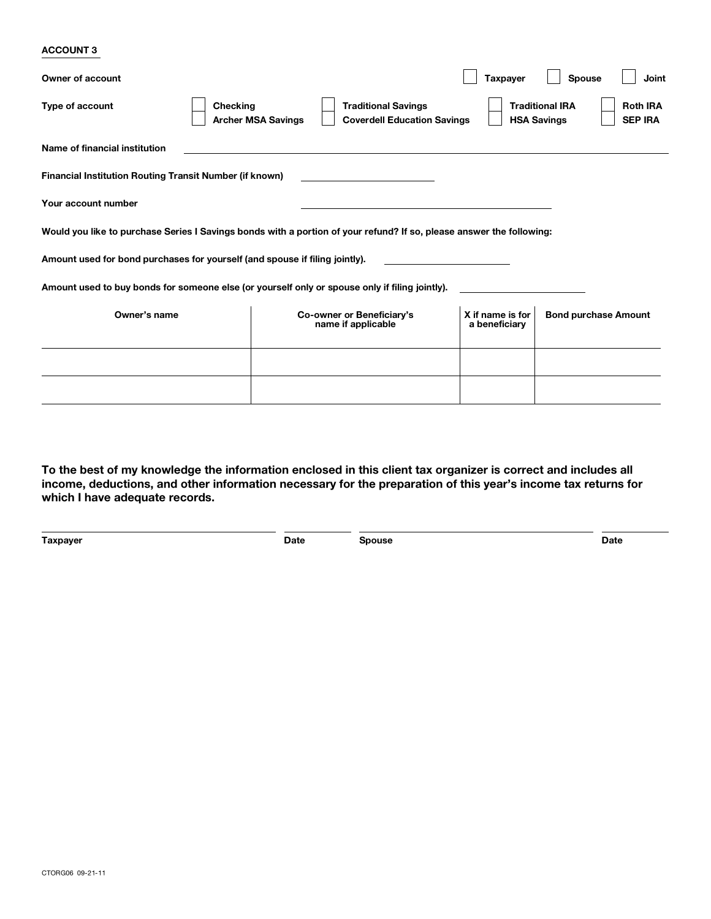**ACCOUNT 3**

**Owner of account** ☐ **Taxpayer** ☐ **Spouse** ☐ **Joint**

**Type of account** ☐ **Checking** ☐ **Archer MSA Savings** ☐ **Traditional Savings** ☐ **Coverdell Education Savings** ☐ **Traditional IRA** ☐ **HSA Savings** ☐ **Roth IRA** ☐ **SEP IRA**

**Name of financial institution** \_\_\_\_\_\_\_\_\_\_\_\_\_\_\_\_\_\_\_\_

**Financial Institution Routing Transit Number (if known)** \_\_\_\_\_\_\_\_\_\_\_\_\_\_\_\_\_\_\_\_

**Your account number** \_\_\_\_\_\_\_\_\_\_\_\_\_\_\_\_\_\_\_\_

**Would you like to purchase Series I Savings bonds with a portion of your refund? If so, please answer the following:**

**Amount used for bond purchases for yourself (and spouse if filing jointly).** \_\_\_\_\_\_\_\_\_\_\_\_\_\_\_\_\_\_\_\_

**Amount used to buy bonds for someone else (or yourself only or spouse only if filing jointly).** \_\_\_\_\_\_\_\_\_\_\_\_\_\_\_\_\_\_\_\_

| Owner's name | Co-owner or Beneficiary's name if applicable | X if name is for a beneficiary | Bond purchase Amount |
|---|---|---|---|
| | | | |
| | | | |

**To the best of my knowledge the information enclosed in this client tax organizer is correct and includes all income, deductions, and other information necessary for the preparation of this year's income tax returns for which I have adequate records.**

| Taxpayer | Date | Spouse | Date |
|---|---|---|---|
| | | | |

CTORG06 09-21-11